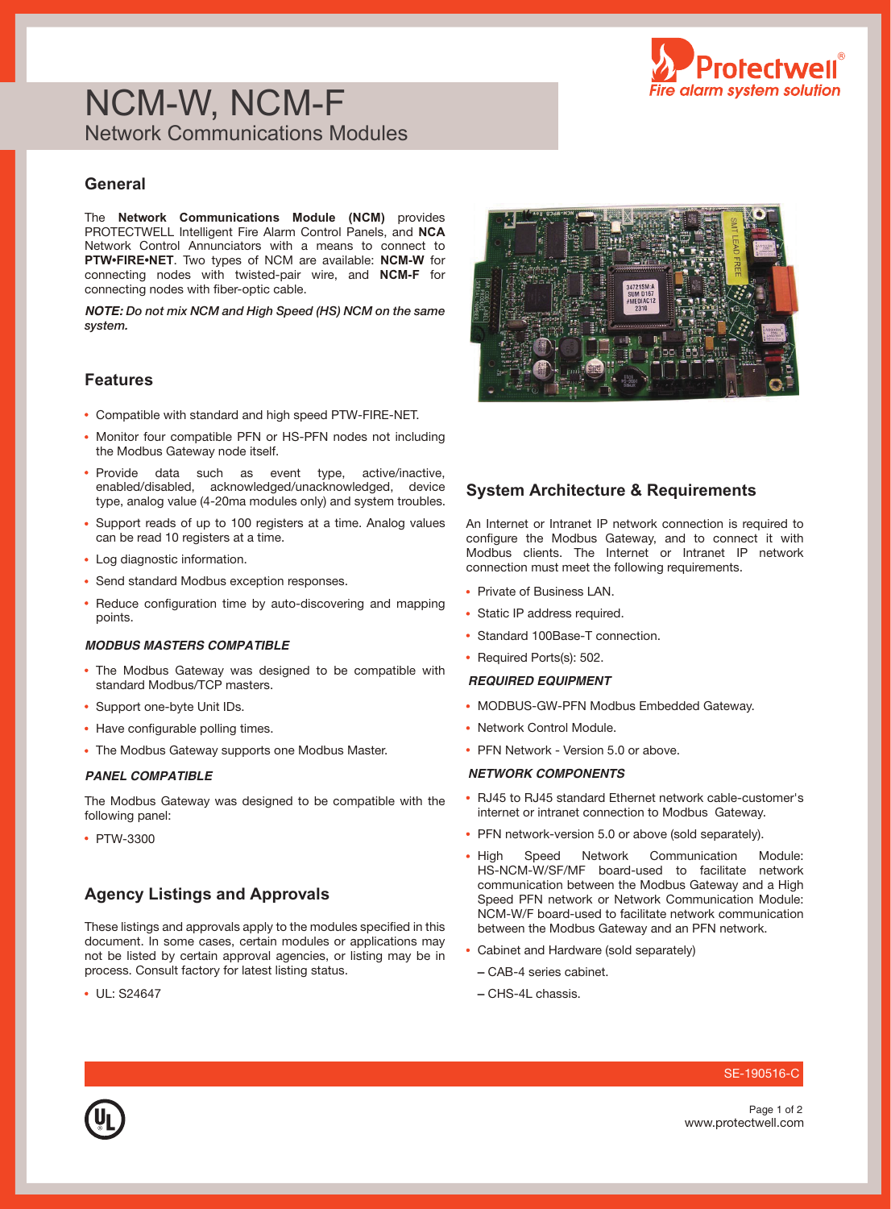# NCM-W, NCM-F

Network Communications Modules

## General

The **Network Communications Module (NCM)** provides PROTECTWELL Intelligent Fire Alarm Control Panels, and **NCA** Network Control Annunciators with a means to connect to **PTW•FIRE•NET**. Two types of NCM are available: **NCM-W** for connecting nodes with twisted-pair wire, and **NCM-F** for connecting nodes with fiber-optic cable.

***NOTE: Do not mix NCM and High Speed (HS) NCM on the same system.***

## Features

- Compatible with standard and high speed PTW-FIRE-NET.
- Monitor four compatible PFN or HS-PFN nodes not including the Modbus Gateway node itself.
- Provide data such as event type, active/inactive, enabled/disabled, acknowledged/unacknowledged, device type, analog value (4-20ma modules only) and system troubles.
- Support reads of up to 100 registers at a time. Analog values can be read 10 registers at a time.
- Log diagnostic information.
- Send standard Modbus exception responses.
- Reduce configuration time by auto-discovering and mapping points.

### *MODBUS MASTERS COMPATIBLE*

- The Modbus Gateway was designed to be compatible with standard Modbus/TCP masters.
- Support one-byte Unit IDs.
- Have configurable polling times.
- The Modbus Gateway supports one Modbus Master.

### *PANEL COMPATIBLE*

The Modbus Gateway was designed to be compatible with the following panel:

- PTW-3300

## Agency Listings and Approvals

These listings and approvals apply to the modules specified in this document. In some cases, certain modules or applications may not be listed by certain approval agencies, or listing may be in process. Consult factory for latest listing status.

- UL: S24647

## System Architecture & Requirements

An Internet or Intranet IP network connection is required to configure the Modbus Gateway, and to connect it with Modbus clients. The Internet or Intranet IP network connection must meet the following requirements.

- Private of Business LAN.
- Static IP address required.
- Standard 100Base-T connection.
- Required Ports(s): 502.

### *REQUIRED EQUIPMENT*

- MODBUS-GW-PFN Modbus Embedded Gateway.
- Network Control Module.
- PFN Network - Version 5.0 or above.

### *NETWORK COMPONENTS*

- RJ45 to RJ45 standard Ethernet network cable-customer's internet or intranet connection to Modbus Gateway.
- PFN network-version 5.0 or above (sold separately).
- High Speed Network Communication Module: HS-NCM-W/SF/MF board-used to facilitate network communication between the Modbus Gateway and a High Speed PFN network or Network Communication Module: NCM-W/F board-used to facilitate network communication between the Modbus Gateway and an PFN network.
- Cabinet and Hardware (sold separately)
  - CAB-4 series cabinet.
  - CHS-4L chassis.

SE-190516-C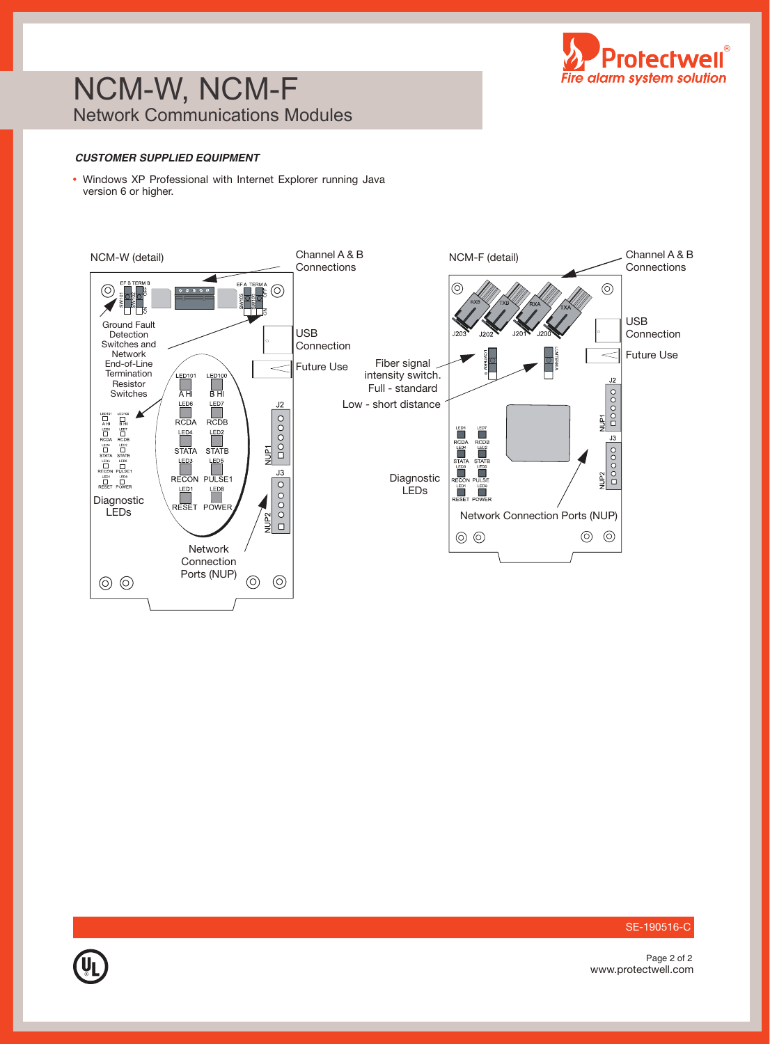# NCM-W, NCM-F

## Network Communications Modules

***CUSTOMER SUPPLIED EQUIPMENT***

- Windows XP Professional with Internet Explorer running Java version 6 or higher.

NCM-W (detail)

Channel A & B Connections

Ground Fault Detection Switches and Network End-of-Line Termination Resistor Switches

USB Connection

Future Use

Diagnostic LEDs

Network Connection Ports (NUP)

NCM-F (detail)

Channel A & B Connections

USB Connection

Future Use

Fiber signal intensity switch. Full - standard Low - short distance

Diagnostic LEDs

Network Connection Ports (NUP)

SE-190516-C